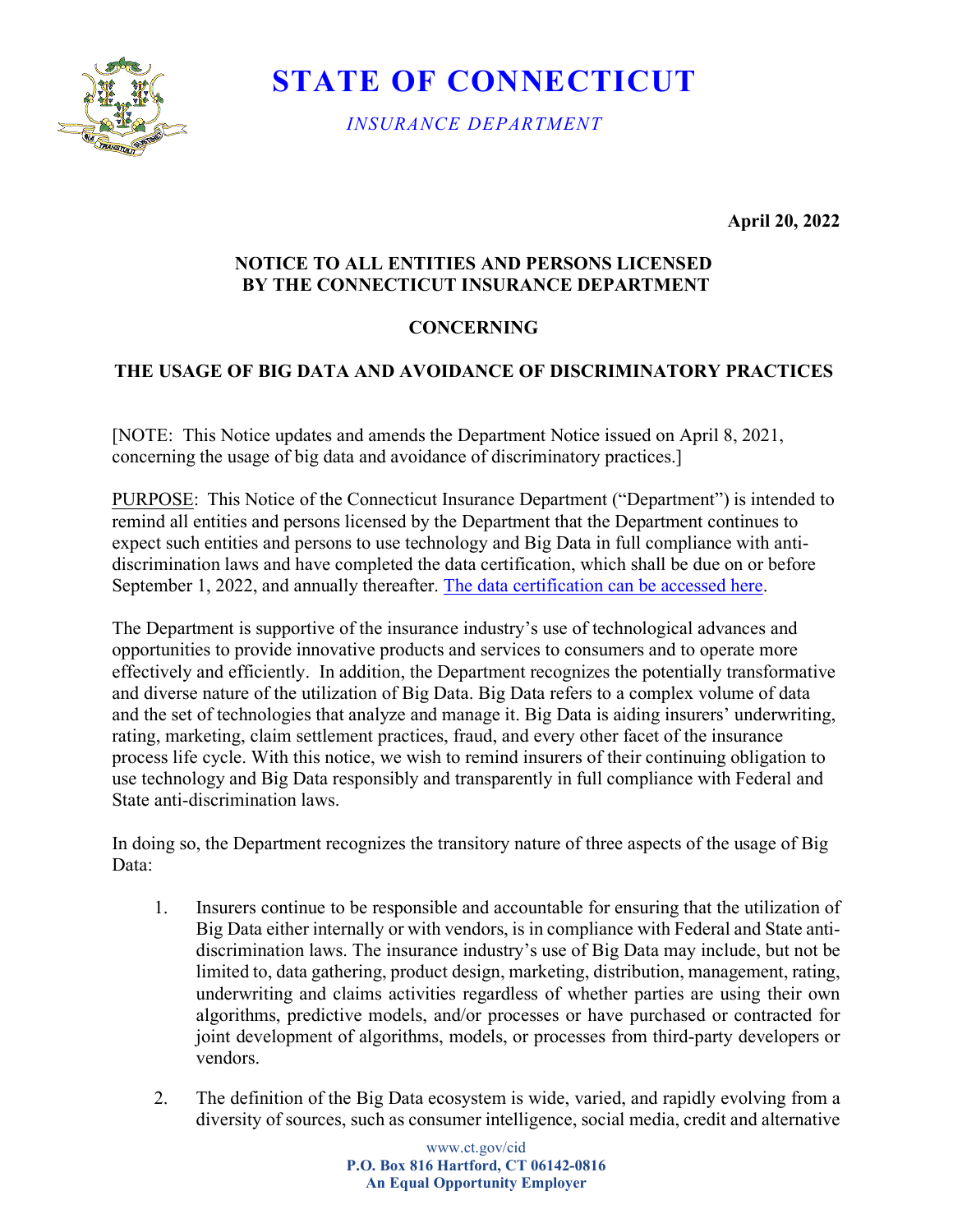# STATE OF CONNECTICUT

*INSURANCE DEPARTMENT*

**April 20, 2022**

**NOTICE TO ALL ENTITIES AND PERSONS LICENSED BY THE CONNECTICUT INSURANCE DEPARTMENT**

**CONCERNING**

**THE USAGE OF BIG DATA AND AVOIDANCE OF DISCRIMINATORY PRACTICES**

[NOTE: This Notice updates and amends the Department Notice issued on April 8, 2021, concerning the usage of big data and avoidance of discriminatory practices.]

PURPOSE: This Notice of the Connecticut Insurance Department ("Department") is intended to remind all entities and persons licensed by the Department that the Department continues to expect such entities and persons to use technology and Big Data in full compliance with anti-discrimination laws and have completed the data certification, which shall be due on or before September 1, 2022, and annually thereafter. The data certification can be accessed here.

The Department is supportive of the insurance industry's use of technological advances and opportunities to provide innovative products and services to consumers and to operate more effectively and efficiently. In addition, the Department recognizes the potentially transformative and diverse nature of the utilization of Big Data. Big Data refers to a complex volume of data and the set of technologies that analyze and manage it. Big Data is aiding insurers' underwriting, rating, marketing, claim settlement practices, fraud, and every other facet of the insurance process life cycle. With this notice, we wish to remind insurers of their continuing obligation to use technology and Big Data responsibly and transparently in full compliance with Federal and State anti-discrimination laws.

In doing so, the Department recognizes the transitory nature of three aspects of the usage of Big Data:

1. Insurers continue to be responsible and accountable for ensuring that the utilization of Big Data either internally or with vendors, is in compliance with Federal and State anti-discrimination laws. The insurance industry's use of Big Data may include, but not be limited to, data gathering, product design, marketing, distribution, management, rating, underwriting and claims activities regardless of whether parties are using their own algorithms, predictive models, and/or processes or have purchased or contracted for joint development of algorithms, models, or processes from third-party developers or vendors.
2. The definition of the Big Data ecosystem is wide, varied, and rapidly evolving from a diversity of sources, such as consumer intelligence, social media, credit and alternative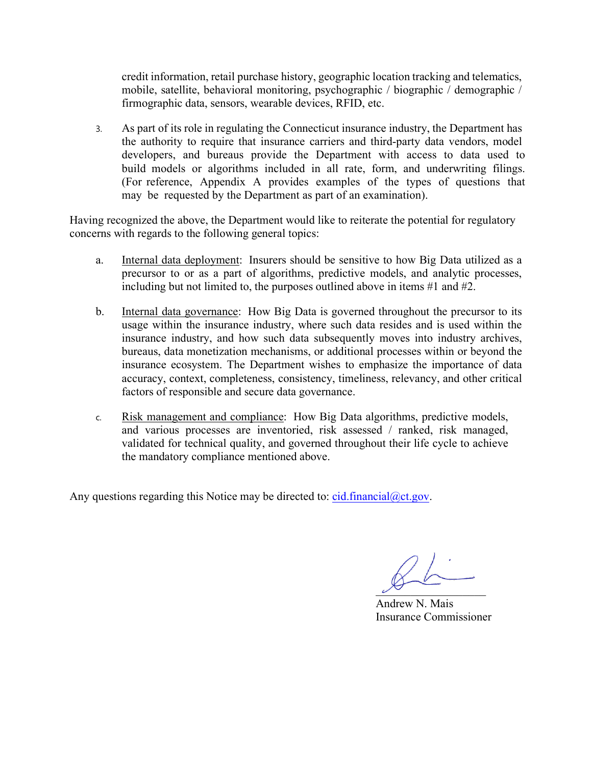credit information, retail purchase history, geographic location tracking and telematics, mobile, satellite, behavioral monitoring, psychographic / biographic / demographic / firmographic data, sensors, wearable devices, RFID, etc.

3. As part of its role in regulating the Connecticut insurance industry, the Department has the authority to require that insurance carriers and third-party data vendors, model developers, and bureaus provide the Department with access to data used to build models or algorithms included in all rate, form, and underwriting filings. (For reference, Appendix A provides examples of the types of questions that may be requested by the Department as part of an examination).

Having recognized the above, the Department would like to reiterate the potential for regulatory concerns with regards to the following general topics:

a. Internal data deployment: Insurers should be sensitive to how Big Data utilized as a precursor to or as a part of algorithms, predictive models, and analytic processes, including but not limited to, the purposes outlined above in items #1 and #2.

b. Internal data governance: How Big Data is governed throughout the precursor to its usage within the insurance industry, where such data resides and is used within the insurance industry, and how such data subsequently moves into industry archives, bureaus, data monetization mechanisms, or additional processes within or beyond the insurance ecosystem. The Department wishes to emphasize the importance of data accuracy, context, completeness, consistency, timeliness, relevancy, and other critical factors of responsible and secure data governance.

c. Risk management and compliance: How Big Data algorithms, predictive models, and various processes are inventoried, risk assessed / ranked, risk managed, validated for technical quality, and governed throughout their life cycle to achieve the mandatory compliance mentioned above.

Any questions regarding this Notice may be directed to: cid.financial@ct.gov.

Andrew N. Mais
Insurance Commissioner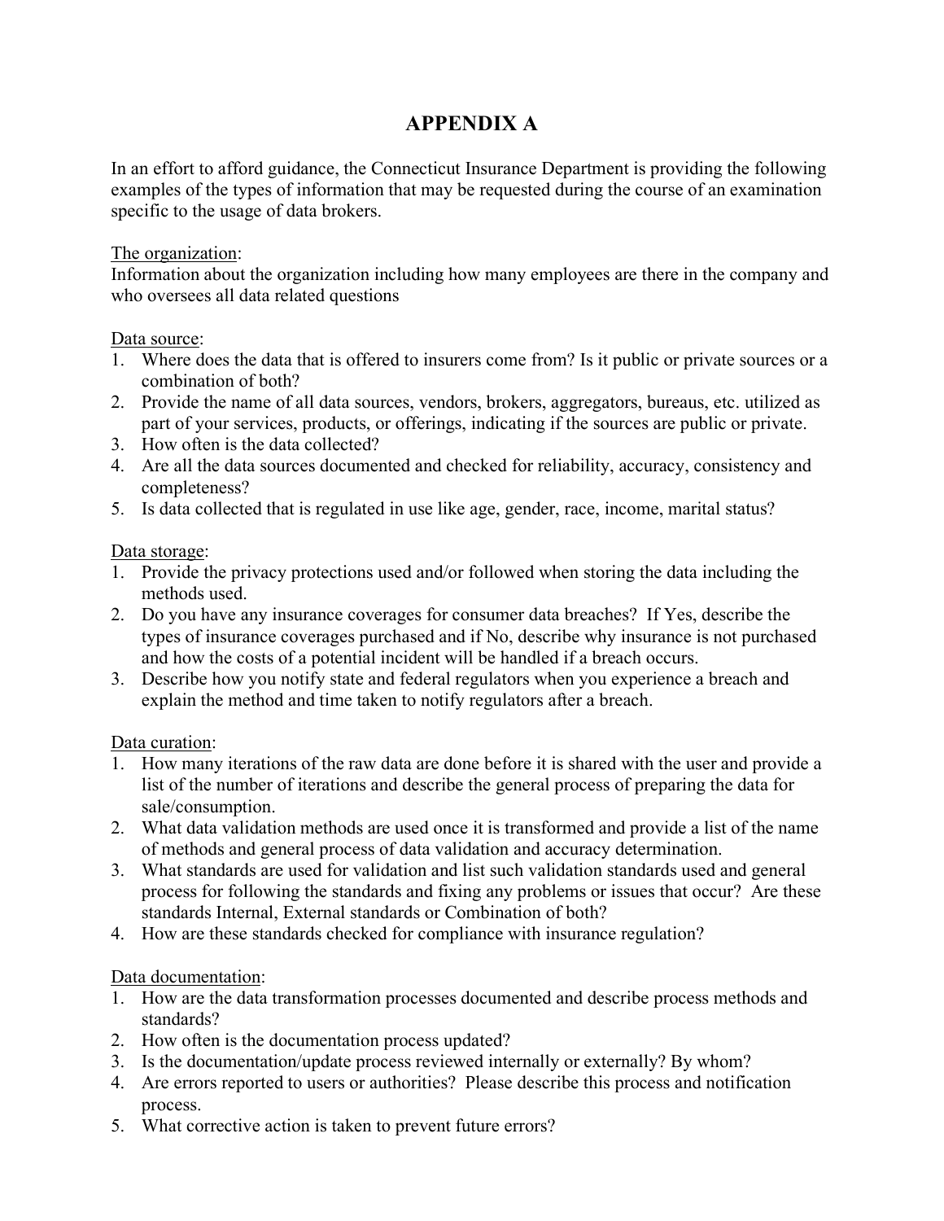# APPENDIX A

In an effort to afford guidance, the Connecticut Insurance Department is providing the following examples of the types of information that may be requested during the course of an examination specific to the usage of data brokers.

<u>The organization</u>:
Information about the organization including how many employees are there in the company and who oversees all data related questions

<u>Data source</u>:

1. Where does the data that is offered to insurers come from? Is it public or private sources or a combination of both?
2. Provide the name of all data sources, vendors, brokers, aggregators, bureaus, etc. utilized as part of your services, products, or offerings, indicating if the sources are public or private.
3. How often is the data collected?
4. Are all the data sources documented and checked for reliability, accuracy, consistency and completeness?
5. Is data collected that is regulated in use like age, gender, race, income, marital status?

<u>Data storage</u>:

1. Provide the privacy protections used and/or followed when storing the data including the methods used.
2. Do you have any insurance coverages for consumer data breaches? If Yes, describe the types of insurance coverages purchased and if No, describe why insurance is not purchased and how the costs of a potential incident will be handled if a breach occurs.
3. Describe how you notify state and federal regulators when you experience a breach and explain the method and time taken to notify regulators after a breach.

<u>Data curation</u>:

1. How many iterations of the raw data are done before it is shared with the user and provide a list of the number of iterations and describe the general process of preparing the data for sale/consumption.
2. What data validation methods are used once it is transformed and provide a list of the name of methods and general process of data validation and accuracy determination.
3. What standards are used for validation and list such validation standards used and general process for following the standards and fixing any problems or issues that occur? Are these standards Internal, External standards or Combination of both?
4. How are these standards checked for compliance with insurance regulation?

<u>Data documentation</u>:

1. How are the data transformation processes documented and describe process methods and standards?
2. How often is the documentation process updated?
3. Is the documentation/update process reviewed internally or externally? By whom?
4. Are errors reported to users or authorities? Please describe this process and notification process.
5. What corrective action is taken to prevent future errors?